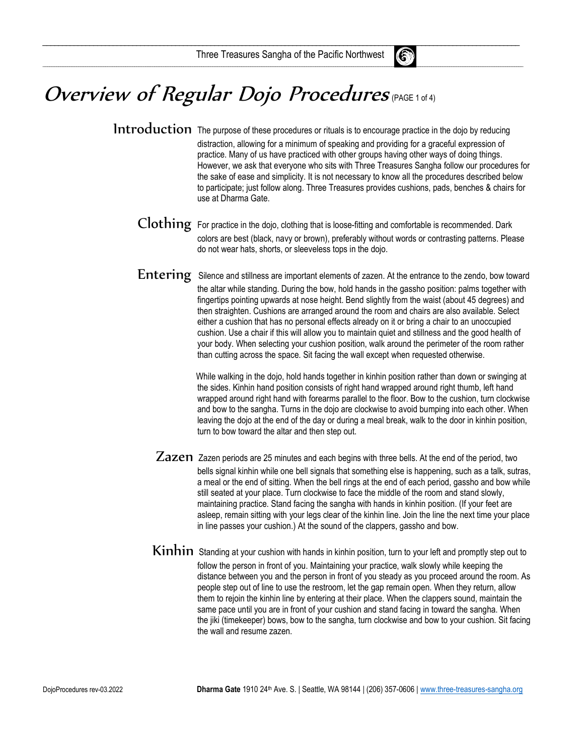# Overview of Regular Dojo Procedures (PAGE 1 of 4)

## Introduction

The purpose of these procedures or rituals is to encourage practice in the dojo by reducing distraction, allowing for a minimum of speaking and providing for a graceful expression of practice. Many of us have practiced with other groups having other ways of doing things. However, we ask that everyone who sits with Three Treasures Sangha follow our procedures for the sake of ease and simplicity. It is not necessary to know all the procedures described below to participate; just follow along. Three Treasures provides cushions, pads, benches & chairs for use at Dharma Gate.

## Clothing

For practice in the dojo, clothing that is loose-fitting and comfortable is recommended. Dark colors are best (black, navy or brown), preferably without words or contrasting patterns. Please do not wear hats, shorts, or sleeveless tops in the dojo.

## Entering

Silence and stillness are important elements of zazen. At the entrance to the zendo, bow toward the altar while standing. During the bow, hold hands in the gassho position: palms together with fingertips pointing upwards at nose height. Bend slightly from the waist (about 45 degrees) and then straighten. Cushions are arranged around the room and chairs are also available. Select either a cushion that has no personal effects already on it or bring a chair to an unoccupied cushion. Use a chair if this will allow you to maintain quiet and stillness and the good health of your body. When selecting your cushion position, walk around the perimeter of the room rather than cutting across the space. Sit facing the wall except when requested otherwise.

While walking in the dojo, hold hands together in kinhin position rather than down or swinging at the sides. Kinhin hand position consists of right hand wrapped around right thumb, left hand wrapped around right hand with forearms parallel to the floor. Bow to the cushion, turn clockwise and bow to the sangha. Turns in the dojo are clockwise to avoid bumping into each other. When leaving the dojo at the end of the day or during a meal break, walk to the door in kinhin position, turn to bow toward the altar and then step out.

## Zazen

Zazen periods are 25 minutes and each begins with three bells. At the end of the period, two bells signal kinhin while one bell signals that something else is happening, such as a talk, sutras, a meal or the end of sitting. When the bell rings at the end of each period, gassho and bow while still seated at your place. Turn clockwise to face the middle of the room and stand slowly, maintaining practice. Stand facing the sangha with hands in kinhin position. (If your feet are asleep, remain sitting with your legs clear of the kinhin line. Join the line the next time your place in line passes your cushion.) At the sound of the clappers, gassho and bow.

## Kinhin

Standing at your cushion with hands in kinhin position, turn to your left and promptly step out to follow the person in front of you. Maintaining your practice, walk slowly while keeping the distance between you and the person in front of you steady as you proceed around the room. As people step out of line to use the restroom, let the gap remain open. When they return, allow them to rejoin the kinhin line by entering at their place. When the clappers sound, maintain the same pace until you are in front of your cushion and stand facing in toward the sangha. When the jiki (timekeeper) bows, bow to the sangha, turn clockwise and bow to your cushion. Sit facing the wall and resume zazen.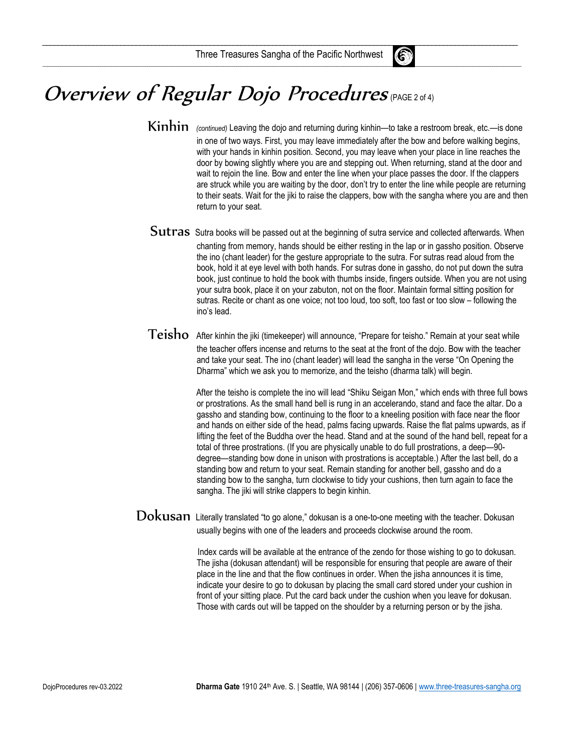# Overview of Regular Dojo Procedures (PAGE 2 of 4)

## Kinhin

*(continued)* Leaving the dojo and returning during kinhin—to take a restroom break, etc.—is done in one of two ways. First, you may leave immediately after the bow and before walking begins, with your hands in kinhin position. Second, you may leave when your place in line reaches the door by bowing slightly where you are and stepping out. When returning, stand at the door and wait to rejoin the line. Bow and enter the line when your place passes the door. If the clappers are struck while you are waiting by the door, don't try to enter the line while people are returning to their seats. Wait for the jiki to raise the clappers, bow with the sangha where you are and then return to your seat.

## Sutras

Sutra books will be passed out at the beginning of sutra service and collected afterwards. When chanting from memory, hands should be either resting in the lap or in gassho position. Observe the ino (chant leader) for the gesture appropriate to the sutra. For sutras read aloud from the book, hold it at eye level with both hands. For sutras done in gassho, do not put down the sutra book, just continue to hold the book with thumbs inside, fingers outside. When you are not using your sutra book, place it on your zabuton, not on the floor. Maintain formal sitting position for sutras. Recite or chant as one voice; not too loud, too soft, too fast or too slow – following the ino's lead.

## Teisho

After kinhin the jiki (timekeeper) will announce, "Prepare for teisho." Remain at your seat while the teacher offers incense and returns to the seat at the front of the dojo. Bow with the teacher and take your seat. The ino (chant leader) will lead the sangha in the verse "On Opening the Dharma" which we ask you to memorize, and the teisho (dharma talk) will begin.

After the teisho is complete the ino will lead "Shiku Seigan Mon," which ends with three full bows or prostrations. As the small hand bell is rung in an accelerando, stand and face the altar. Do a gassho and standing bow, continuing to the floor to a kneeling position with face near the floor and hands on either side of the head, palms facing upwards. Raise the flat palms upwards, as if lifting the feet of the Buddha over the head. Stand and at the sound of the hand bell, repeat for a total of three prostrations. (If you are physically unable to do full prostrations, a deep—90-degree—standing bow done in unison with prostrations is acceptable.) After the last bell, do a standing bow and return to your seat. Remain standing for another bell, gassho and do a standing bow to the sangha, turn clockwise to tidy your cushions, then turn again to face the sangha. The jiki will strike clappers to begin kinhin.

## Dokusan

Literally translated "to go alone," dokusan is a one-to-one meeting with the teacher. Dokusan usually begins with one of the leaders and proceeds clockwise around the room.

Index cards will be available at the entrance of the zendo for those wishing to go to dokusan. The jisha (dokusan attendant) will be responsible for ensuring that people are aware of their place in the line and that the flow continues in order. When the jisha announces it is time, indicate your desire to go to dokusan by placing the small card stored under your cushion in front of your sitting place. Put the card back under the cushion when you leave for dokusan. Those with cards out will be tapped on the shoulder by a returning person or by the jisha.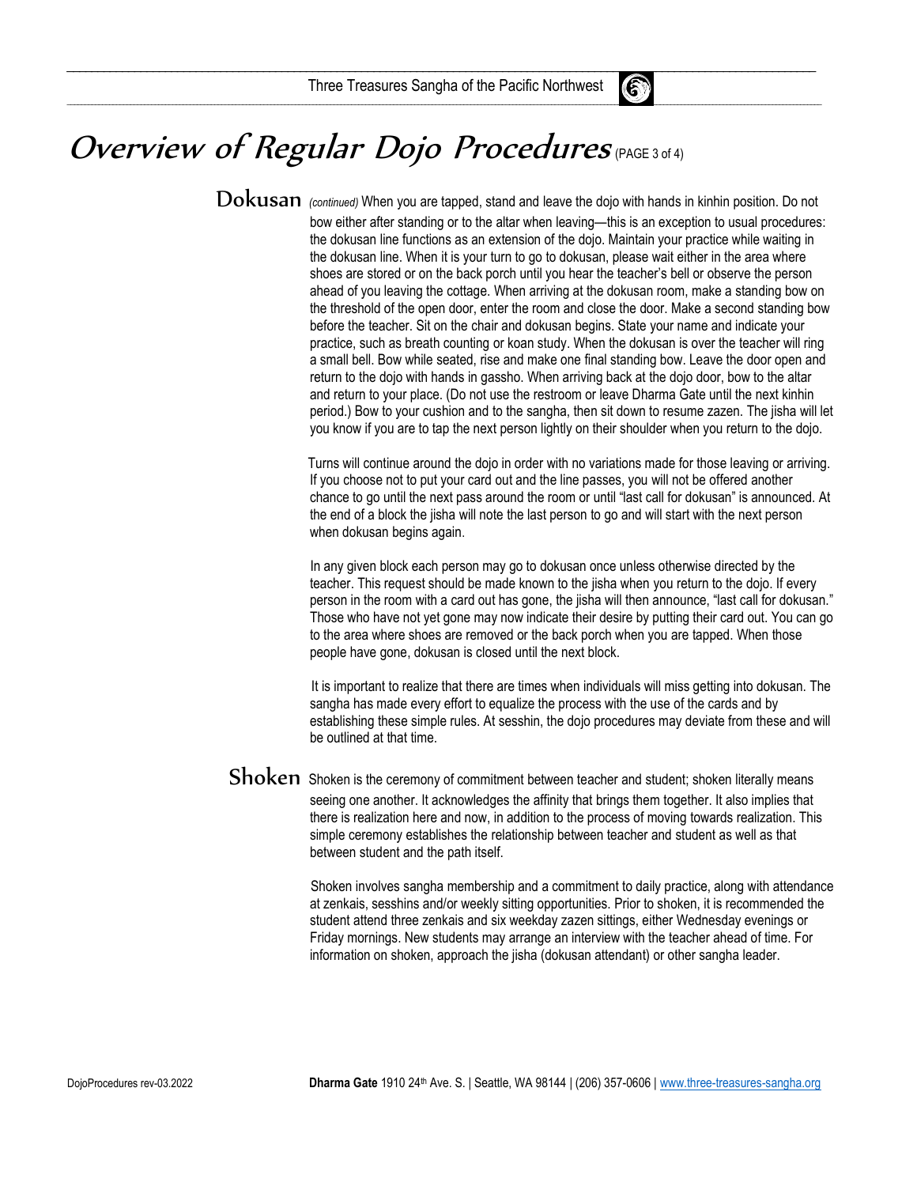# Overview of Regular Dojo Procedures (PAGE 3 of 4)

## Dokusan

*(continued)* When you are tapped, stand and leave the dojo with hands in kinhin position. Do not bow either after standing or to the altar when leaving—this is an exception to usual procedures: the dokusan line functions as an extension of the dojo. Maintain your practice while waiting in the dokusan line. When it is your turn to go to dokusan, please wait either in the area where shoes are stored or on the back porch until you hear the teacher's bell or observe the person ahead of you leaving the cottage. When arriving at the dokusan room, make a standing bow on the threshold of the open door, enter the room and close the door. Make a second standing bow before the teacher. Sit on the chair and dokusan begins. State your name and indicate your practice, such as breath counting or koan study. When the dokusan is over the teacher will ring a small bell. Bow while seated, rise and make one final standing bow. Leave the door open and return to the dojo with hands in gassho. When arriving back at the dojo door, bow to the altar and return to your place. (Do not use the restroom or leave Dharma Gate until the next kinhin period.) Bow to your cushion and to the sangha, then sit down to resume zazen. The jisha will let you know if you are to tap the next person lightly on their shoulder when you return to the dojo.

Turns will continue around the dojo in order with no variations made for those leaving or arriving. If you choose not to put your card out and the line passes, you will not be offered another chance to go until the next pass around the room or until "last call for dokusan" is announced. At the end of a block the jisha will note the last person to go and will start with the next person when dokusan begins again.

In any given block each person may go to dokusan once unless otherwise directed by the teacher. This request should be made known to the jisha when you return to the dojo. If every person in the room with a card out has gone, the jisha will then announce, "last call for dokusan." Those who have not yet gone may now indicate their desire by putting their card out. You can go to the area where shoes are removed or the back porch when you are tapped. When those people have gone, dokusan is closed until the next block.

It is important to realize that there are times when individuals will miss getting into dokusan. The sangha has made every effort to equalize the process with the use of the cards and by establishing these simple rules. At sesshin, the dojo procedures may deviate from these and will be outlined at that time.

## Shoken

Shoken is the ceremony of commitment between teacher and student; shoken literally means seeing one another. It acknowledges the affinity that brings them together. It also implies that there is realization here and now, in addition to the process of moving towards realization. This simple ceremony establishes the relationship between teacher and student as well as that between student and the path itself.

Shoken involves sangha membership and a commitment to daily practice, along with attendance at zenkais, sesshins and/or weekly sitting opportunities. Prior to shoken, it is recommended the student attend three zenkais and six weekday zazen sittings, either Wednesday evenings or Friday mornings. New students may arrange an interview with the teacher ahead of time. For information on shoken, approach the jisha (dokusan attendant) or other sangha leader.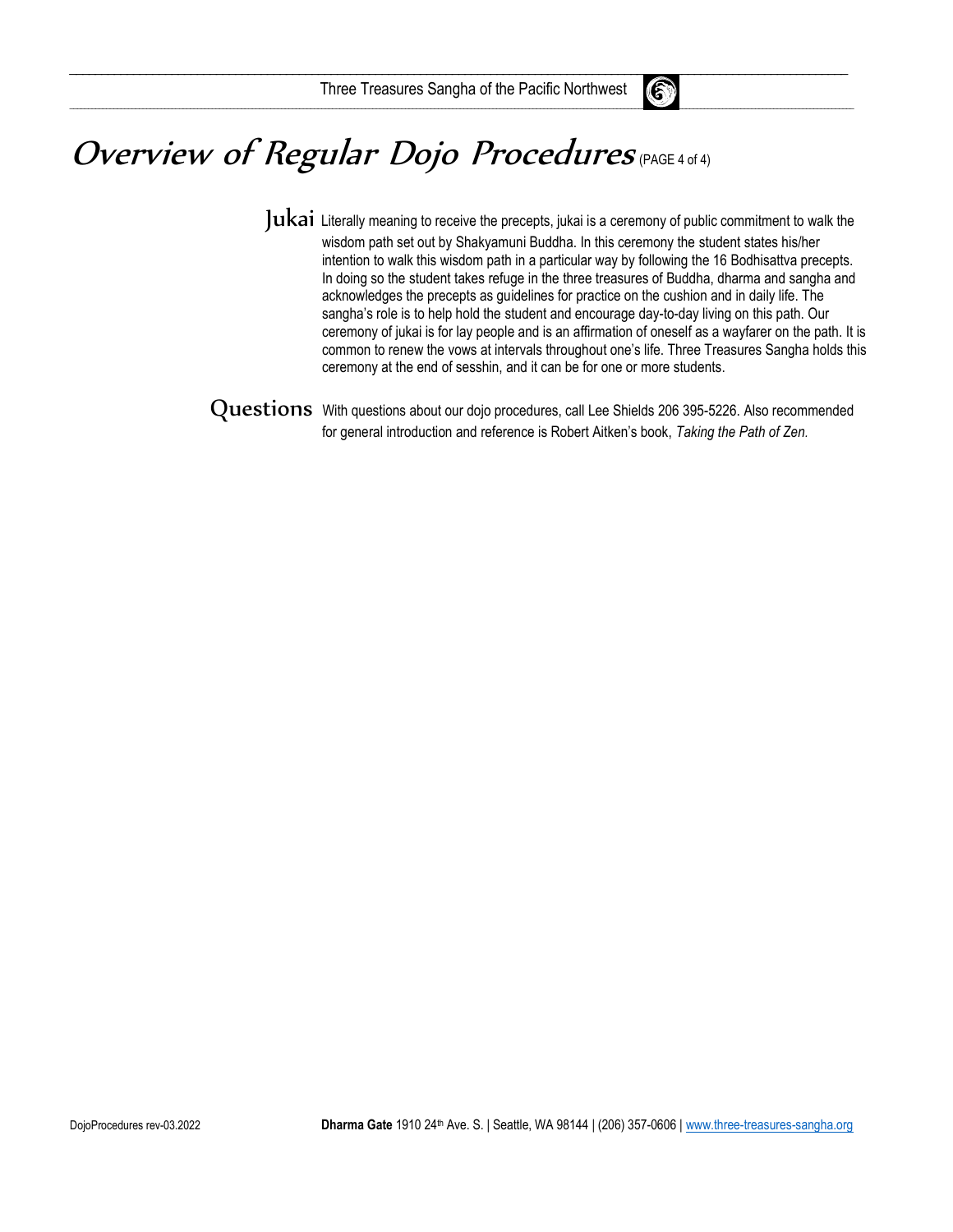# *Overview of Regular Dojo Procedures* (PAGE 4 of 4)

**Jukai** Literally meaning to receive the precepts, jukai is a ceremony of public commitment to walk the wisdom path set out by Shakyamuni Buddha. In this ceremony the student states his/her intention to walk this wisdom path in a particular way by following the 16 Bodhisattva precepts. In doing so the student takes refuge in the three treasures of Buddha, dharma and sangha and acknowledges the precepts as guidelines for practice on the cushion and in daily life. The sangha's role is to help hold the student and encourage day-to-day living on this path. Our ceremony of jukai is for lay people and is an affirmation of oneself as a wayfarer on the path. It is common to renew the vows at intervals throughout one's life. Three Treasures Sangha holds this ceremony at the end of sesshin, and it can be for one or more students.

**Questions** With questions about our dojo procedures, call Lee Shields 206 395-5226. Also recommended for general introduction and reference is Robert Aitken's book, *Taking the Path of Zen.*

DojoProcedures rev-03.2022

**Dharma Gate** 1910 24th Ave. S. | Seattle, WA 98144 | (206) 357-0606 | www.three-treasures-sangha.org